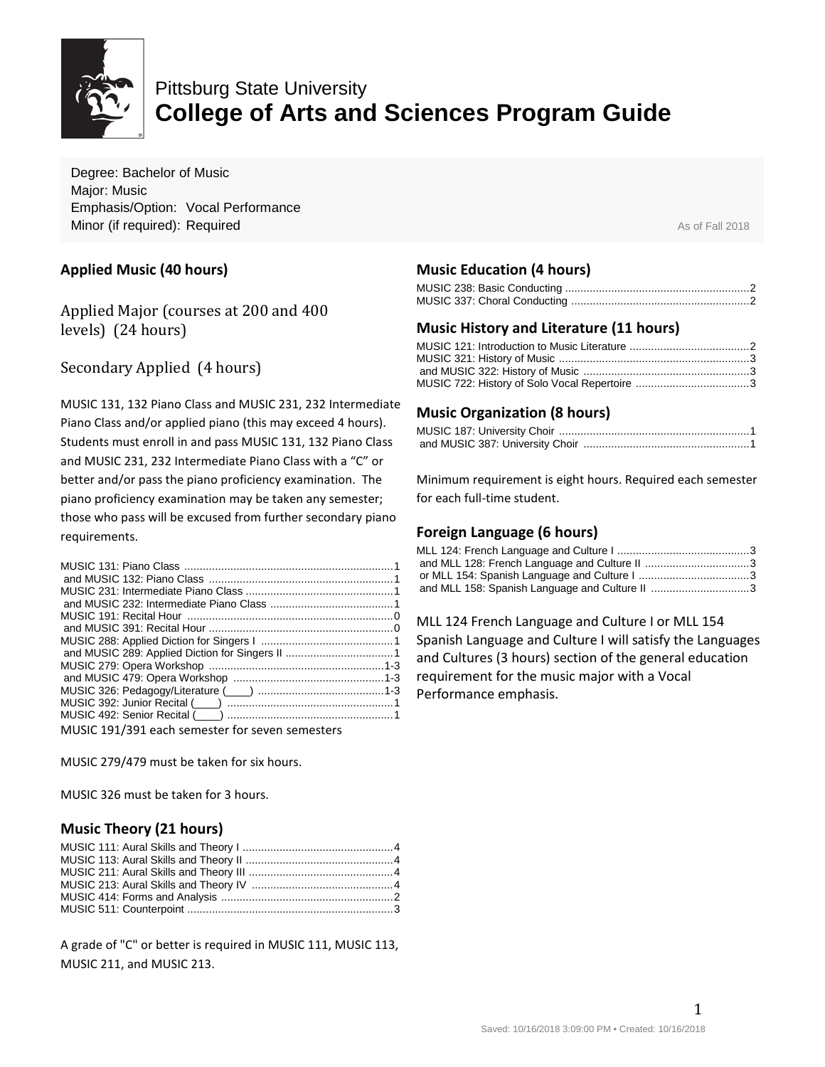Pittsburg State University

# College of Arts and Sciences Program Guide

Degree: Bachelor of Music
Major: Music
Emphasis/Option: Vocal Performance
Minor (if required): Required

As of Fall 2018

## Applied Music (40 hours)

### Applied Major (courses at 200 and 400 levels) (24 hours)

### Secondary Applied (4 hours)

MUSIC 131, 132 Piano Class and MUSIC 231, 232 Intermediate Piano Class and/or applied piano (this may exceed 4 hours). Students must enroll in and pass MUSIC 131, 132 Piano Class and MUSIC 231, 232 Intermediate Piano Class with a "C" or better and/or pass the piano proficiency examination. The piano proficiency examination may be taken any semester; those who pass will be excused from further secondary piano requirements.

| Course | Hours |
|---|---|
| MUSIC 131: Piano Class | 1 |
| and MUSIC 132: Piano Class | 1 |
| MUSIC 231: Intermediate Piano Class | 1 |
| and MUSIC 232: Intermediate Piano Class | 1 |
| MUSIC 191: Recital Hour | 0 |
| and MUSIC 391: Recital Hour | 0 |
| MUSIC 288: Applied Diction for Singers I | 1 |
| and MUSIC 289: Applied Diction for Singers II | 1 |
| MUSIC 279: Opera Workshop | 1-3 |
| and MUSIC 479: Opera Workshop | 1-3 |
| MUSIC 326: Pedagogy/Literature (____) | 1-3 |
| MUSIC 392: Junior Recital (____) | 1 |
| MUSIC 492: Senior Recital (____) | 1 |

MUSIC 191/391 each semester for seven semesters

MUSIC 279/479 must be taken for six hours.

MUSIC 326 must be taken for 3 hours.

## Music Theory (21 hours)

| Course | Hours |
|---|---|
| MUSIC 111: Aural Skills and Theory I | 4 |
| MUSIC 113: Aural Skills and Theory II | 4 |
| MUSIC 211: Aural Skills and Theory III | 4 |
| MUSIC 213: Aural Skills and Theory IV | 4 |
| MUSIC 414: Forms and Analysis | 2 |
| MUSIC 511: Counterpoint | 3 |

A grade of "C" or better is required in MUSIC 111, MUSIC 113, MUSIC 211, and MUSIC 213.

## Music Education (4 hours)

| Course | Hours |
|---|---|
| MUSIC 238: Basic Conducting | 2 |
| MUSIC 337: Choral Conducting | 2 |

## Music History and Literature (11 hours)

| Course | Hours |
|---|---|
| MUSIC 121: Introduction to Music Literature | 2 |
| MUSIC 321: History of Music | 3 |
| and MUSIC 322: History of Music | 3 |
| MUSIC 722: History of Solo Vocal Repertoire | 3 |

## Music Organization (8 hours)

| Course | Hours |
|---|---|
| MUSIC 187: University Choir | 1 |
| and MUSIC 387: University Choir | 1 |

Minimum requirement is eight hours. Required each semester for each full-time student.

## Foreign Language (6 hours)

| Course | Hours |
|---|---|
| MLL 124: French Language and Culture I | 3 |
| and MLL 128: French Language and Culture II | 3 |
| or MLL 154: Spanish Language and Culture I | 3 |
| and MLL 158: Spanish Language and Culture II | 3 |

MLL 124 French Language and Culture I or MLL 154 Spanish Language and Culture I will satisfy the Languages and Cultures (3 hours) section of the general education requirement for the music major with a Vocal Performance emphasis.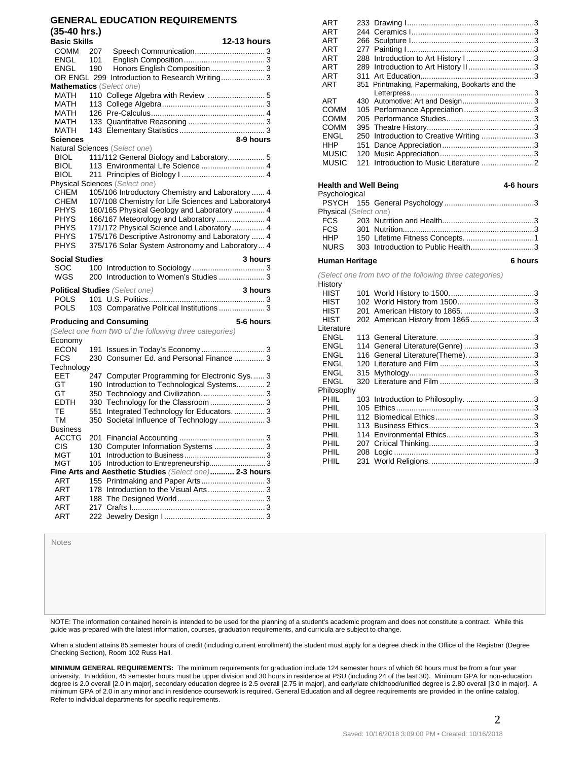## GENERAL EDUCATION REQUIREMENTS (35-40 hrs.)

### Basic Skills — 12-13 hours

| | | | |
|---|---|---|---|
| COMM | 207 | Speech Communication | 3 |
| ENGL | 101 | English Composition | 3 |
| ENGL | 190 | Honors English Composition | 3 |
| OR ENGL | 299 | Introduction to Research Writing | 3 |

**Mathematics** *(Select one)*

| | | | |
|---|---|---|---|
| MATH | 110 | College Algebra with Review | 5 |
| MATH | 113 | College Algebra | 3 |
| MATH | 126 | Pre-Calculus | 4 |
| MATH | 133 | Quantitative Reasoning | 3 |
| MATH | 143 | Elementary Statistics | 3 |

### Sciences — 8-9 hours

Natural Sciences *(Select one)*

| | | | |
|---|---|---|---|
| BIOL | 111/112 | General Biology and Laboratory | 5 |
| BIOL | 113 | Environmental Life Science | 4 |
| BIOL | 211 | Principles of Biology I | 4 |

Physical Sciences *(Select one)*

| | | | |
|---|---|---|---|
| CHEM | 105/106 | Introductory Chemistry and Laboratory | 4 |
| CHEM | 107/108 | Chemistry for Life Sciences and Laboratory | 4 |
| PHYS | 160/165 | Physical Geology and Laboratory | 4 |
| PHYS | 166/167 | Meteorology and Laboratory | 4 |
| PHYS | 171/172 | Physical Science and Laboratory | 4 |
| PHYS | 175/176 | Descriptive Astronomy and Laboratory | 4 |
| PHYS | 375/176 | Solar System Astronomy and Laboratory | 4 |

### Social Studies — 3 hours

| | | | |
|---|---|---|---|
| SOC | 100 | Introduction to Sociology | 3 |
| WGS | 200 | Introduction to Women's Studies | 3 |

### Political Studies *(Select one)* — 3 hours

| | | | |
|---|---|---|---|
| POLS | 101 | U.S. Politics | 3 |
| POLS | 103 | Comparative Political Institutions | 3 |

### Producing and Consuming — 5-6 hours

*(Select one from two of the following three categories)*

Economy

| | | | |
|---|---|---|---|
| ECON | 191 | Issues in Today's Economy | 3 |
| FCS | 230 | Consumer Ed. and Personal Finance | 3 |

Technology

| | | | |
|---|---|---|---|
| EET | 247 | Computer Programming for Electronic Sys. | 3 |
| GT | 190 | Introduction to Technological Systems | 2 |
| GT | 350 | Technology and Civilization. | 3 |
| EDTH | 330 | Technology for the Classroom | 3 |
| TE | 551 | Integrated Technology for Educators. | 3 |
| TM | 350 | Societal Influence of Technology | 3 |

Business

| | | | |
|---|---|---|---|
| ACCTG | 201 | Financial Accounting | 3 |
| CIS | 130 | Computer Information Systems | 3 |
| MGT | 101 | Introduction to Business | 3 |
| MGT | 105 | Introduction to Entrepreneurship | 3 |

### Fine Arts and Aesthetic Studies *(Select one)* — 2-3 hours

| | | | |
|---|---|---|---|
| ART | 155 | Printmaking and Paper Arts | 3 |
| ART | 178 | Introduction to the Visual Arts | 3 |
| ART | 188 | The Designed World | 3 |
| ART | 217 | Crafts I | 3 |
| ART | 222 | Jewelry Design I | 3 |
| ART | 233 | Drawing I | 3 |
| ART | 244 | Ceramics I | 3 |
| ART | 266 | Sculpture I | 3 |
| ART | 277 | Painting I | 3 |
| ART | 288 | Introduction to Art History I | 3 |
| ART | 289 | Introduction to Art History II | 3 |
| ART | 311 | Art Education | 3 |
| ART | 351 | Printmaking, Papermaking, Bookarts and the Letterpress | 3 |
| ART | 430 | Automotive: Art and Design | 3 |
| COMM | 105 | Performance Appreciation | 3 |
| COMM | 205 | Performance Studies | 3 |
| COMM | 395 | Theatre History | 3 |
| ENGL | 250 | Introduction to Creative Writing | 3 |
| HHP | 151 | Dance Appreciation | 3 |
| MUSIC | 120 | Music Appreciation | 3 |
| MUSIC | 121 | Introduction to Music Literature | 2 |

### Health and Well Being — 4-6 hours

Psychological

| | | | |
|---|---|---|---|
| PSYCH | 155 | General Psychology | 3 |

Physical *(Select one)*

| | | | |
|---|---|---|---|
| FCS | 203 | Nutrition and Health | 3 |
| FCS | 301 | Nutrition | 3 |
| HHP | 150 | Lifetime Fitness Concepts. | 1 |
| NURS | 303 | Introduction to Public Health | 3 |

### Human Heritage — 6 hours

*(Select one from two of the following three categories)*

History

| | | | |
|---|---|---|---|
| HIST | 101 | World History to 1500. | 3 |
| HIST | 102 | World History from 1500 | 3 |
| HIST | 201 | American History to 1865. | 3 |
| HIST | 202 | American History from 1865 | 3 |

Literature

| | | | |
|---|---|---|---|
| ENGL | 113 | General Literature. | 3 |
| ENGL | 114 | General Literature(Genre) | 3 |
| ENGL | 116 | General Literature(Theme). | 3 |
| ENGL | 120 | Literature and Film | 3 |
| ENGL | 315 | Mythology | 3 |
| ENGL | 320 | Literature and Film | 3 |

Philosophy

| | | | |
|---|---|---|---|
| PHIL | 103 | Introduction to Philosophy. | 3 |
| PHIL | 105 | Ethics | 3 |
| PHIL | 112 | Biomedical Ethics | 3 |
| PHIL | 113 | Business Ethics | 3 |
| PHIL | 114 | Environmental Ethics | 3 |
| PHIL | 207 | Critical Thinking | 3 |
| PHIL | 208 | Logic | 3 |
| PHIL | 231 | World Religions. | 3 |

Notes

NOTE: The information contained herein is intended to be used for the planning of a student's academic program and does not constitute a contract. While this guide was prepared with the latest information, courses, graduation requirements, and curricula are subject to change.

When a student attains 85 semester hours of credit (including current enrollment) the student must apply for a degree check in the Office of the Registrar (Degree Checking Section), Room 102 Russ Hall.

**MINIMUM GENERAL REQUIREMENTS:** The minimum requirements for graduation include 124 semester hours of which 60 hours must be from a four year university. In addition, 45 semester hours must be upper division and 30 hours in residence at PSU (including 24 of the last 30). Minimum GPA for non-education degree is 2.0 overall [2.0 in major], secondary education degree is 2.5 overall [2.75 in major], and early/late childhood/unified degree is 2.80 overall [3.0 in major]. A minimum GPA of 2.0 in any minor and in residence coursework is required. General Education and all degree requirements are provided in the online catalog. Refer to individual departments for specific requirements.

Saved: 10/16/2018 3:09:00 PM • Created: 10/16/2018